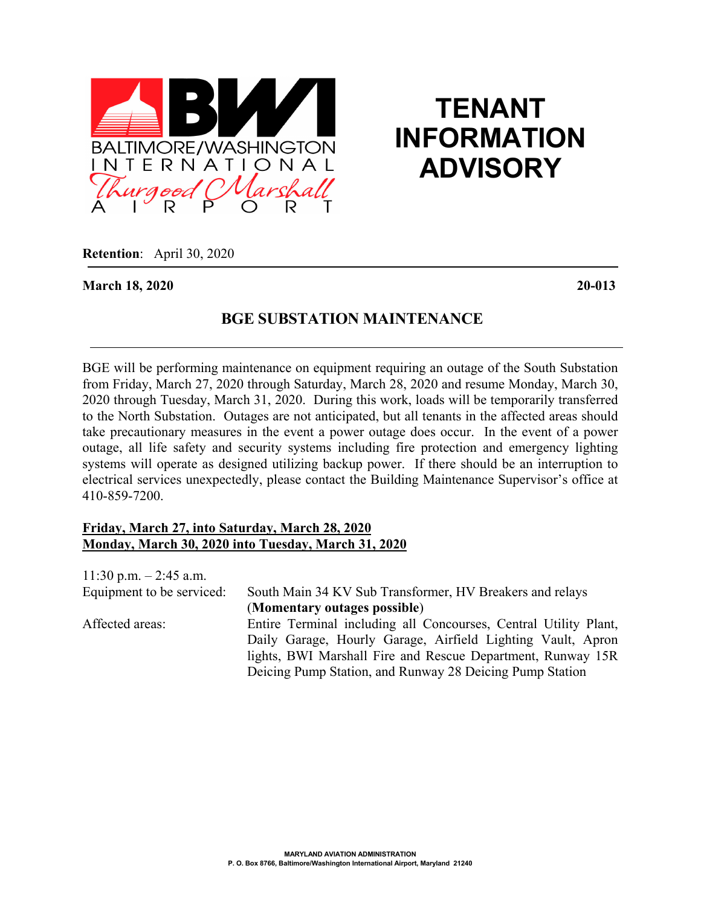BALTIMORE/WASHINGTON INTERNATIONAL Thurgood Marshall AIRPORT

# TENANT INFORMATION ADVISORY

**Retention**: April 30, 2020

**March 18, 2020** **20-013**

## BGE SUBSTATION MAINTENANCE

BGE will be performing maintenance on equipment requiring an outage of the South Substation from Friday, March 27, 2020 through Saturday, March 28, 2020 and resume Monday, March 30, 2020 through Tuesday, March 31, 2020. During this work, loads will be temporarily transferred to the North Substation. Outages are not anticipated, but all tenants in the affected areas should take precautionary measures in the event a power outage does occur. In the event of a power outage, all life safety and security systems including fire protection and emergency lighting systems will operate as designed utilizing backup power. If there should be an interruption to electrical services unexpectedly, please contact the Building Maintenance Supervisor's office at 410-859-7200.

**Friday, March 27, into Saturday, March 28, 2020**
**Monday, March 30, 2020 into Tuesday, March 31, 2020**

11:30 p.m. – 2:45 a.m.

Equipment to be serviced: South Main 34 KV Sub Transformer, HV Breakers and relays (**Momentary outages possible**)

Affected areas: Entire Terminal including all Concourses, Central Utility Plant, Daily Garage, Hourly Garage, Airfield Lighting Vault, Apron lights, BWI Marshall Fire and Rescue Department, Runway 15R Deicing Pump Station, and Runway 28 Deicing Pump Station

MARYLAND AVIATION ADMINISTRATION
P. O. Box 8766, Baltimore/Washington International Airport, Maryland 21240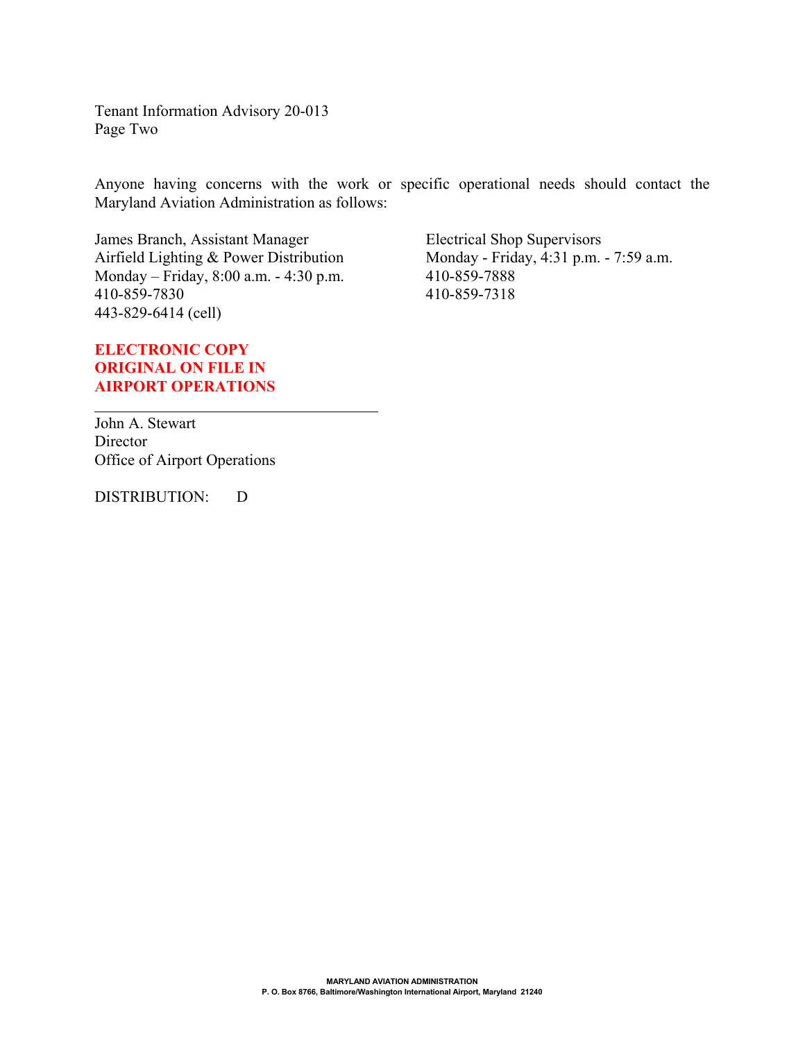Anyone having concerns with the work or specific operational needs should contact the Maryland Aviation Administration as follows:

James Branch, Assistant Manager
Airfield Lighting & Power Distribution
Monday – Friday, 8:00 a.m. - 4:30 p.m.
410-859-7830
443-829-6414 (cell)

Electrical Shop Supervisors
Monday - Friday, 4:31 p.m. - 7:59 a.m.
410-859-7888
410-859-7318

**ELECTRONIC COPY**
**ORIGINAL ON FILE IN**
**AIRPORT OPERATIONS**

John A. Stewart
Director
Office of Airport Operations

DISTRIBUTION: D

**MARYLAND AVIATION ADMINISTRATION**
**P. O. Box 8766, Baltimore/Washington International Airport, Maryland 21240**